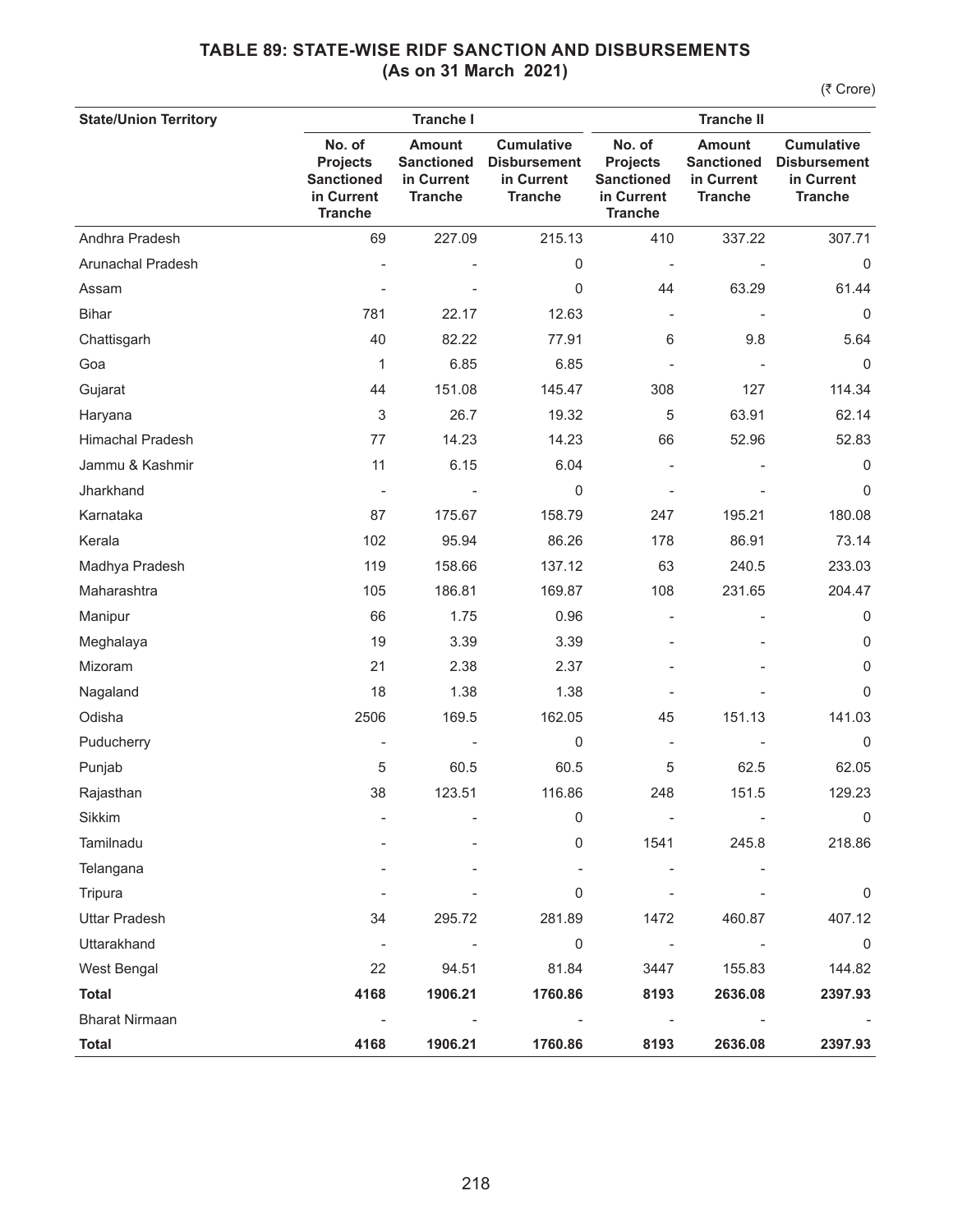# TABLE 89: STATE-WISE RIDF SANCTION AND DISBURSEMENTS
## (As on 31 March 2021)

(₹ Crore)

| State/Union Territory | Tranche I | | | Tranche II | | |
|---|---|---|---|---|---|---|
| | No. of Projects Sanctioned in Current Tranche | Amount Sanctioned in Current Tranche | Cumulative Disbursement in Current Tranche | No. of Projects Sanctioned in Current Tranche | Amount Sanctioned in Current Tranche | Cumulative Disbursement in Current Tranche |
| Andhra Pradesh | 69 | 227.09 | 215.13 | 410 | 337.22 | 307.71 |
| Arunachal Pradesh | - | - | 0 | - | - | 0 |
| Assam | - | - | 0 | 44 | 63.29 | 61.44 |
| Bihar | 781 | 22.17 | 12.63 | - | - | 0 |
| Chattisgarh | 40 | 82.22 | 77.91 | 6 | 9.8 | 5.64 |
| Goa | 1 | 6.85 | 6.85 | - | - | 0 |
| Gujarat | 44 | 151.08 | 145.47 | 308 | 127 | 114.34 |
| Haryana | 3 | 26.7 | 19.32 | 5 | 63.91 | 62.14 |
| Himachal Pradesh | 77 | 14.23 | 14.23 | 66 | 52.96 | 52.83 |
| Jammu & Kashmir | 11 | 6.15 | 6.04 | - | - | 0 |
| Jharkhand | - | - | 0 | - | - | 0 |
| Karnataka | 87 | 175.67 | 158.79 | 247 | 195.21 | 180.08 |
| Kerala | 102 | 95.94 | 86.26 | 178 | 86.91 | 73.14 |
| Madhya Pradesh | 119 | 158.66 | 137.12 | 63 | 240.5 | 233.03 |
| Maharashtra | 105 | 186.81 | 169.87 | 108 | 231.65 | 204.47 |
| Manipur | 66 | 1.75 | 0.96 | - | - | 0 |
| Meghalaya | 19 | 3.39 | 3.39 | - | - | 0 |
| Mizoram | 21 | 2.38 | 2.37 | - | - | 0 |
| Nagaland | 18 | 1.38 | 1.38 | - | - | 0 |
| Odisha | 2506 | 169.5 | 162.05 | 45 | 151.13 | 141.03 |
| Puducherry | - | - | 0 | - | - | 0 |
| Punjab | 5 | 60.5 | 60.5 | 5 | 62.5 | 62.05 |
| Rajasthan | 38 | 123.51 | 116.86 | 248 | 151.5 | 129.23 |
| Sikkim | - | - | 0 | - | - | 0 |
| Tamilnadu | - | - | 0 | 1541 | 245.8 | 218.86 |
| Telangana | - | - | - | - | - | |
| Tripura | - | - | 0 | - | - | 0 |
| Uttar Pradesh | 34 | 295.72 | 281.89 | 1472 | 460.87 | 407.12 |
| Uttarakhand | - | - | 0 | - | - | 0 |
| West Bengal | 22 | 94.51 | 81.84 | 3447 | 155.83 | 144.82 |
| **Total** | **4168** | **1906.21** | **1760.86** | **8193** | **2636.08** | **2397.93** |
| Bharat Nirmaan | - | - | - | - | - | - |
| **Total** | **4168** | **1906.21** | **1760.86** | **8193** | **2636.08** | **2397.93** |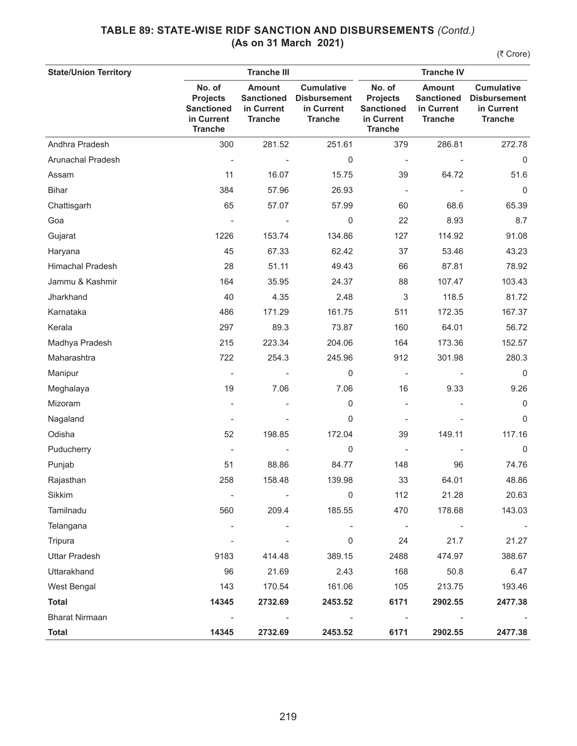## TABLE 89: STATE-WISE RIDF SANCTION AND DISBURSEMENTS *(Contd.)*
**(As on 31 March 2021)**

(₹ Crore)

| State/Union Territory | Tranche III | | | Tranche IV | | |
|---|---|---|---|---|---|---|
| | No. of Projects Sanctioned in Current Tranche | Amount Sanctioned in Current Tranche | Cumulative Disbursement in Current Tranche | No. of Projects Sanctioned in Current Tranche | Amount Sanctioned in Current Tranche | Cumulative Disbursement in Current Tranche |
| Andhra Pradesh | 300 | 281.52 | 251.61 | 379 | 286.81 | 272.78 |
| Arunachal Pradesh | - | - | 0 | - | - | 0 |
| Assam | 11 | 16.07 | 15.75 | 39 | 64.72 | 51.6 |
| Bihar | 384 | 57.96 | 26.93 | - | - | 0 |
| Chattisgarh | 65 | 57.07 | 57.99 | 60 | 68.6 | 65.39 |
| Goa | - | - | 0 | 22 | 8.93 | 8.7 |
| Gujarat | 1226 | 153.74 | 134.86 | 127 | 114.92 | 91.08 |
| Haryana | 45 | 67.33 | 62.42 | 37 | 53.46 | 43.23 |
| Himachal Pradesh | 28 | 51.11 | 49.43 | 66 | 87.81 | 78.92 |
| Jammu & Kashmir | 164 | 35.95 | 24.37 | 88 | 107.47 | 103.43 |
| Jharkhand | 40 | 4.35 | 2.48 | 3 | 118.5 | 81.72 |
| Karnataka | 486 | 171.29 | 161.75 | 511 | 172.35 | 167.37 |
| Kerala | 297 | 89.3 | 73.87 | 160 | 64.01 | 56.72 |
| Madhya Pradesh | 215 | 223.34 | 204.06 | 164 | 173.36 | 152.57 |
| Maharashtra | 722 | 254.3 | 245.96 | 912 | 301.98 | 280.3 |
| Manipur | - | - | 0 | - | - | 0 |
| Meghalaya | 19 | 7.06 | 7.06 | 16 | 9.33 | 9.26 |
| Mizoram | - | - | 0 | - | - | 0 |
| Nagaland | - | - | 0 | - | - | 0 |
| Odisha | 52 | 198.85 | 172.04 | 39 | 149.11 | 117.16 |
| Puducherry | - | - | 0 | - | - | 0 |
| Punjab | 51 | 88.86 | 84.77 | 148 | 96 | 74.76 |
| Rajasthan | 258 | 158.48 | 139.98 | 33 | 64.01 | 48.86 |
| Sikkim | - | - | 0 | 112 | 21.28 | 20.63 |
| Tamilnadu | 560 | 209.4 | 185.55 | 470 | 178.68 | 143.03 |
| Telangana | - | - | - | - | - | - |
| Tripura | - | - | 0 | 24 | 21.7 | 21.27 |
| Uttar Pradesh | 9183 | 414.48 | 389.15 | 2488 | 474.97 | 388.67 |
| Uttarakhand | 96 | 21.69 | 2.43 | 168 | 50.8 | 6.47 |
| West Bengal | 143 | 170.54 | 161.06 | 105 | 213.75 | 193.46 |
| **Total** | **14345** | **2732.69** | **2453.52** | **6171** | **2902.55** | **2477.38** |
| Bharat Nirmaan | - | - | - | - | - | - |
| **Total** | **14345** | **2732.69** | **2453.52** | **6171** | **2902.55** | **2477.38** |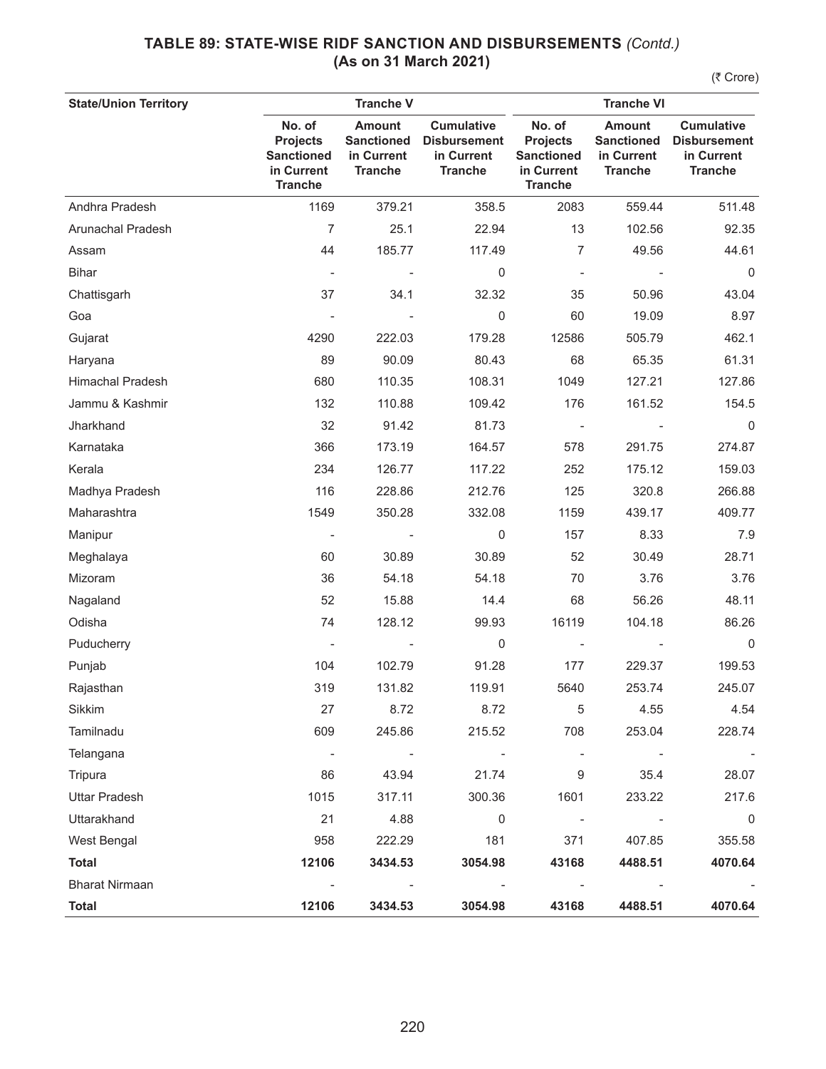## TABLE 89: STATE-WISE RIDF SANCTION AND DISBURSEMENTS *(Contd.)*
## (As on 31 March 2021)

(₹ Crore)

| State/Union Territory | Tranche V | | | Tranche VI | | |
|---|---|---|---|---|---|---|
| | No. of Projects Sanctioned in Current Tranche | Amount Sanctioned in Current Tranche | Cumulative Disbursement in Current Tranche | No. of Projects Sanctioned in Current Tranche | Amount Sanctioned in Current Tranche | Cumulative Disbursement in Current Tranche |
| Andhra Pradesh | 1169 | 379.21 | 358.5 | 2083 | 559.44 | 511.48 |
| Arunachal Pradesh | 7 | 25.1 | 22.94 | 13 | 102.56 | 92.35 |
| Assam | 44 | 185.77 | 117.49 | 7 | 49.56 | 44.61 |
| Bihar | - | - | 0 | - | - | 0 |
| Chattisgarh | 37 | 34.1 | 32.32 | 35 | 50.96 | 43.04 |
| Goa | - | - | 0 | 60 | 19.09 | 8.97 |
| Gujarat | 4290 | 222.03 | 179.28 | 12586 | 505.79 | 462.1 |
| Haryana | 89 | 90.09 | 80.43 | 68 | 65.35 | 61.31 |
| Himachal Pradesh | 680 | 110.35 | 108.31 | 1049 | 127.21 | 127.86 |
| Jammu & Kashmir | 132 | 110.88 | 109.42 | 176 | 161.52 | 154.5 |
| Jharkhand | 32 | 91.42 | 81.73 | - | - | 0 |
| Karnataka | 366 | 173.19 | 164.57 | 578 | 291.75 | 274.87 |
| Kerala | 234 | 126.77 | 117.22 | 252 | 175.12 | 159.03 |
| Madhya Pradesh | 116 | 228.86 | 212.76 | 125 | 320.8 | 266.88 |
| Maharashtra | 1549 | 350.28 | 332.08 | 1159 | 439.17 | 409.77 |
| Manipur | - | - | 0 | 157 | 8.33 | 7.9 |
| Meghalaya | 60 | 30.89 | 30.89 | 52 | 30.49 | 28.71 |
| Mizoram | 36 | 54.18 | 54.18 | 70 | 3.76 | 3.76 |
| Nagaland | 52 | 15.88 | 14.4 | 68 | 56.26 | 48.11 |
| Odisha | 74 | 128.12 | 99.93 | 16119 | 104.18 | 86.26 |
| Puducherry | - | - | 0 | - | - | 0 |
| Punjab | 104 | 102.79 | 91.28 | 177 | 229.37 | 199.53 |
| Rajasthan | 319 | 131.82 | 119.91 | 5640 | 253.74 | 245.07 |
| Sikkim | 27 | 8.72 | 8.72 | 5 | 4.55 | 4.54 |
| Tamilnadu | 609 | 245.86 | 215.52 | 708 | 253.04 | 228.74 |
| Telangana | - | - | - | - | - | - |
| Tripura | 86 | 43.94 | 21.74 | 9 | 35.4 | 28.07 |
| Uttar Pradesh | 1015 | 317.11 | 300.36 | 1601 | 233.22 | 217.6 |
| Uttarakhand | 21 | 4.88 | 0 | - | - | 0 |
| West Bengal | 958 | 222.29 | 181 | 371 | 407.85 | 355.58 |
| **Total** | **12106** | **3434.53** | **3054.98** | **43168** | **4488.51** | **4070.64** |
| Bharat Nirmaan | - | - | - | - | - | - |
| **Total** | **12106** | **3434.53** | **3054.98** | **43168** | **4488.51** | **4070.64** |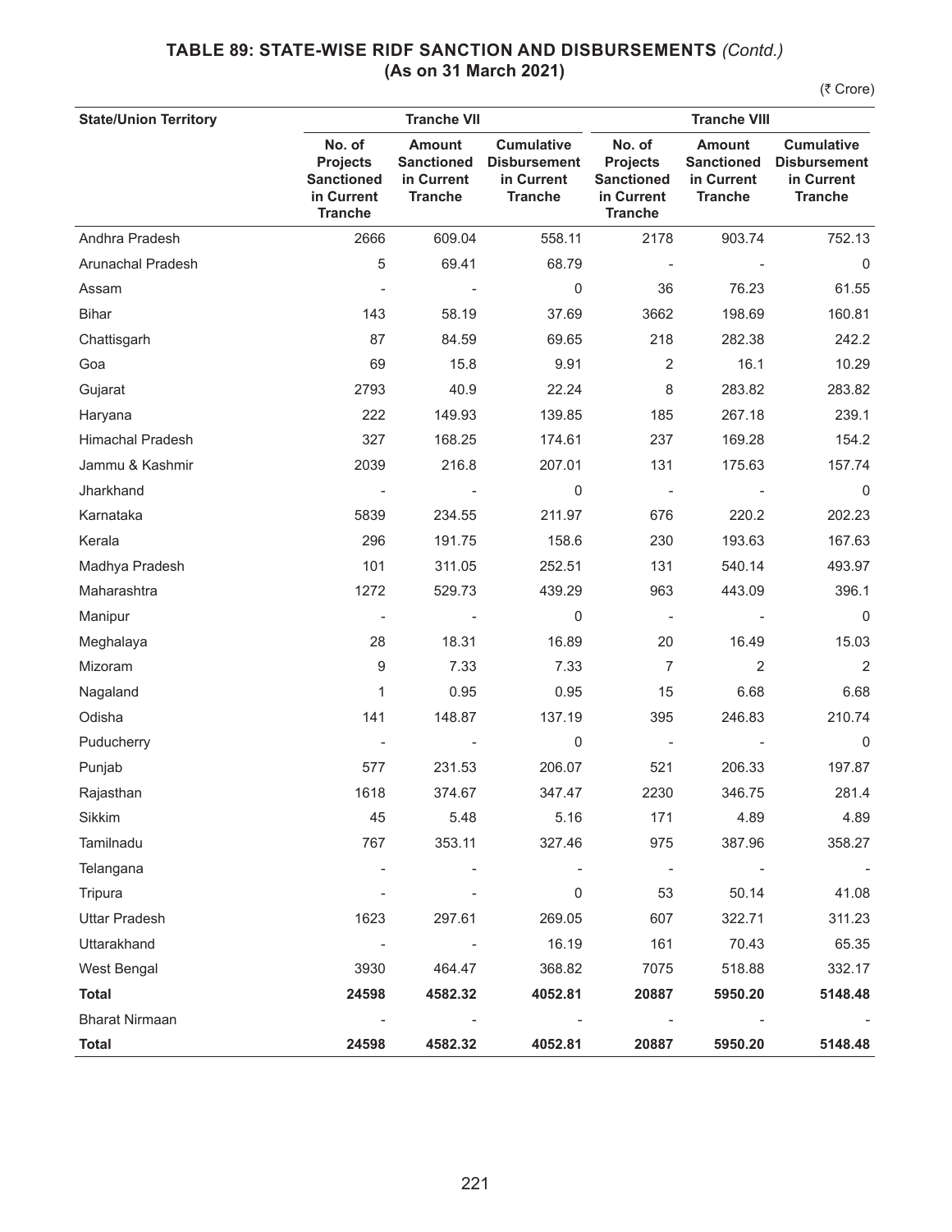## TABLE 89: STATE-WISE RIDF SANCTION AND DISBURSEMENTS *(Contd.)* (As on 31 March 2021)

(₹ Crore)

| State/Union Territory | Tranche VII | | | Tranche VIII | | |
|---|---|---|---|---|---|---|
| | No. of Projects Sanctioned in Current Tranche | Amount Sanctioned in Current Tranche | Cumulative Disbursement in Current Tranche | No. of Projects Sanctioned in Current Tranche | Amount Sanctioned in Current Tranche | Cumulative Disbursement in Current Tranche |
| Andhra Pradesh | 2666 | 609.04 | 558.11 | 2178 | 903.74 | 752.13 |
| Arunachal Pradesh | 5 | 69.41 | 68.79 | - | - | 0 |
| Assam | - | - | 0 | 36 | 76.23 | 61.55 |
| Bihar | 143 | 58.19 | 37.69 | 3662 | 198.69 | 160.81 |
| Chattisgarh | 87 | 84.59 | 69.65 | 218 | 282.38 | 242.2 |
| Goa | 69 | 15.8 | 9.91 | 2 | 16.1 | 10.29 |
| Gujarat | 2793 | 40.9 | 22.24 | 8 | 283.82 | 283.82 |
| Haryana | 222 | 149.93 | 139.85 | 185 | 267.18 | 239.1 |
| Himachal Pradesh | 327 | 168.25 | 174.61 | 237 | 169.28 | 154.2 |
| Jammu & Kashmir | 2039 | 216.8 | 207.01 | 131 | 175.63 | 157.74 |
| Jharkhand | - | - | 0 | - | - | 0 |
| Karnataka | 5839 | 234.55 | 211.97 | 676 | 220.2 | 202.23 |
| Kerala | 296 | 191.75 | 158.6 | 230 | 193.63 | 167.63 |
| Madhya Pradesh | 101 | 311.05 | 252.51 | 131 | 540.14 | 493.97 |
| Maharashtra | 1272 | 529.73 | 439.29 | 963 | 443.09 | 396.1 |
| Manipur | - | - | 0 | - | - | 0 |
| Meghalaya | 28 | 18.31 | 16.89 | 20 | 16.49 | 15.03 |
| Mizoram | 9 | 7.33 | 7.33 | 7 | 2 | 2 |
| Nagaland | 1 | 0.95 | 0.95 | 15 | 6.68 | 6.68 |
| Odisha | 141 | 148.87 | 137.19 | 395 | 246.83 | 210.74 |
| Puducherry | - | - | 0 | - | - | 0 |
| Punjab | 577 | 231.53 | 206.07 | 521 | 206.33 | 197.87 |
| Rajasthan | 1618 | 374.67 | 347.47 | 2230 | 346.75 | 281.4 |
| Sikkim | 45 | 5.48 | 5.16 | 171 | 4.89 | 4.89 |
| Tamilnadu | 767 | 353.11 | 327.46 | 975 | 387.96 | 358.27 |
| Telangana | - | - | - | - | - | - |
| Tripura | - | - | 0 | 53 | 50.14 | 41.08 |
| Uttar Pradesh | 1623 | 297.61 | 269.05 | 607 | 322.71 | 311.23 |
| Uttarakhand | - | - | 16.19 | 161 | 70.43 | 65.35 |
| West Bengal | 3930 | 464.47 | 368.82 | 7075 | 518.88 | 332.17 |
| **Total** | **24598** | **4582.32** | **4052.81** | **20887** | **5950.20** | **5148.48** |
| Bharat Nirmaan | - | - | - | - | - | - |
| **Total** | **24598** | **4582.32** | **4052.81** | **20887** | **5950.20** | **5148.48** |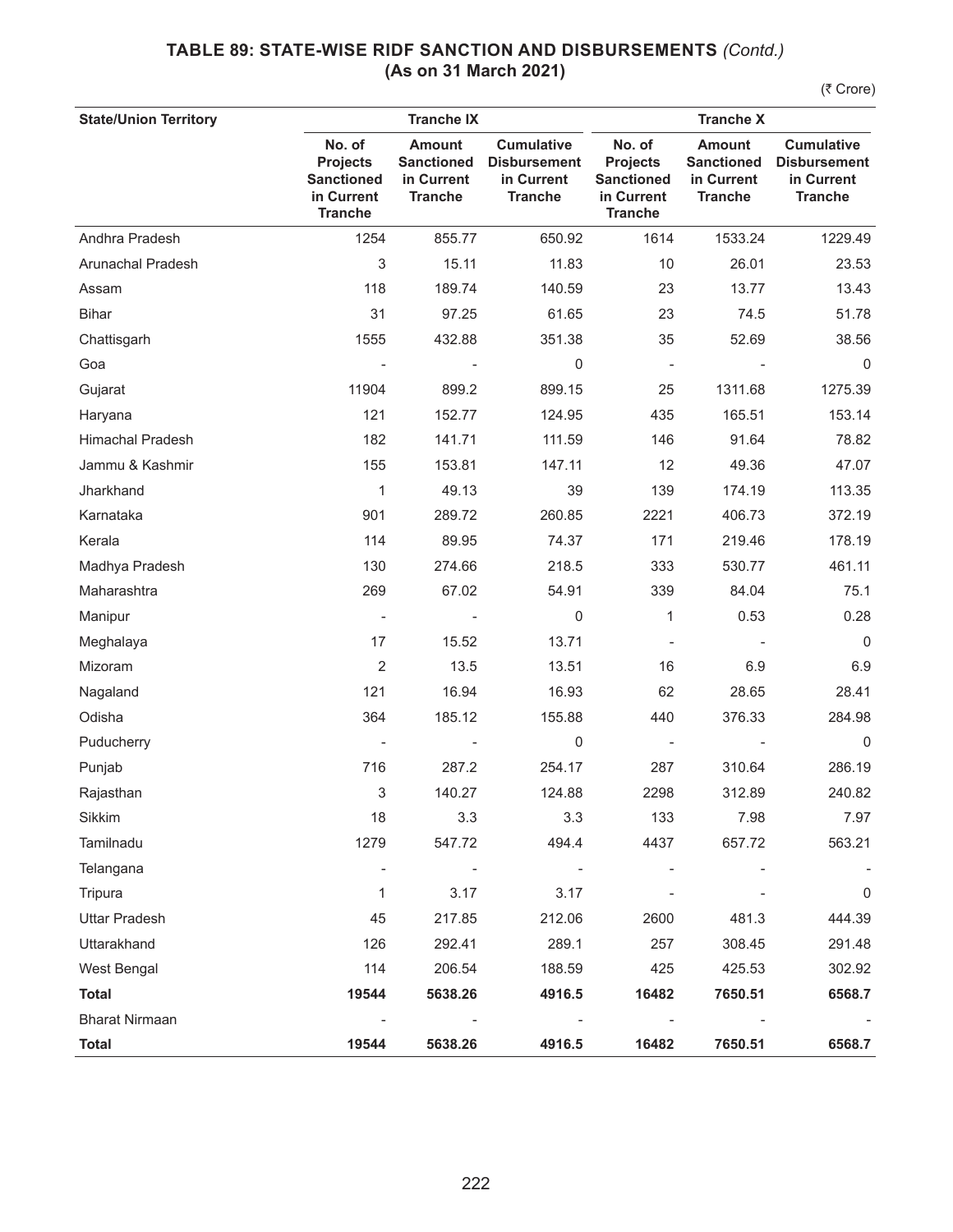## TABLE 89: STATE-WISE RIDF SANCTION AND DISBURSEMENTS *(Contd.)*
## (As on 31 March 2021)

(₹ Crore)

| State/Union Territory | Tranche IX | | | Tranche X | | |
|---|---|---|---|---|---|---|
| | No. of Projects Sanctioned in Current Tranche | Amount Sanctioned in Current Tranche | Cumulative Disbursement in Current Tranche | No. of Projects Sanctioned in Current Tranche | Amount Sanctioned in Current Tranche | Cumulative Disbursement in Current Tranche |
| Andhra Pradesh | 1254 | 855.77 | 650.92 | 1614 | 1533.24 | 1229.49 |
| Arunachal Pradesh | 3 | 15.11 | 11.83 | 10 | 26.01 | 23.53 |
| Assam | 118 | 189.74 | 140.59 | 23 | 13.77 | 13.43 |
| Bihar | 31 | 97.25 | 61.65 | 23 | 74.5 | 51.78 |
| Chattisgarh | 1555 | 432.88 | 351.38 | 35 | 52.69 | 38.56 |
| Goa | - | - | 0 | - | - | 0 |
| Gujarat | 11904 | 899.2 | 899.15 | 25 | 1311.68 | 1275.39 |
| Haryana | 121 | 152.77 | 124.95 | 435 | 165.51 | 153.14 |
| Himachal Pradesh | 182 | 141.71 | 111.59 | 146 | 91.64 | 78.82 |
| Jammu & Kashmir | 155 | 153.81 | 147.11 | 12 | 49.36 | 47.07 |
| Jharkhand | 1 | 49.13 | 39 | 139 | 174.19 | 113.35 |
| Karnataka | 901 | 289.72 | 260.85 | 2221 | 406.73 | 372.19 |
| Kerala | 114 | 89.95 | 74.37 | 171 | 219.46 | 178.19 |
| Madhya Pradesh | 130 | 274.66 | 218.5 | 333 | 530.77 | 461.11 |
| Maharashtra | 269 | 67.02 | 54.91 | 339 | 84.04 | 75.1 |
| Manipur | - | - | 0 | 1 | 0.53 | 0.28 |
| Meghalaya | 17 | 15.52 | 13.71 | - | - | 0 |
| Mizoram | 2 | 13.5 | 13.51 | 16 | 6.9 | 6.9 |
| Nagaland | 121 | 16.94 | 16.93 | 62 | 28.65 | 28.41 |
| Odisha | 364 | 185.12 | 155.88 | 440 | 376.33 | 284.98 |
| Puducherry | - | - | 0 | - | - | 0 |
| Punjab | 716 | 287.2 | 254.17 | 287 | 310.64 | 286.19 |
| Rajasthan | 3 | 140.27 | 124.88 | 2298 | 312.89 | 240.82 |
| Sikkim | 18 | 3.3 | 3.3 | 133 | 7.98 | 7.97 |
| Tamilnadu | 1279 | 547.72 | 494.4 | 4437 | 657.72 | 563.21 |
| Telangana | - | - | - | - | - | - |
| Tripura | 1 | 3.17 | 3.17 | - | - | 0 |
| Uttar Pradesh | 45 | 217.85 | 212.06 | 2600 | 481.3 | 444.39 |
| Uttarakhand | 126 | 292.41 | 289.1 | 257 | 308.45 | 291.48 |
| West Bengal | 114 | 206.54 | 188.59 | 425 | 425.53 | 302.92 |
| **Total** | **19544** | **5638.26** | **4916.5** | **16482** | **7650.51** | **6568.7** |
| Bharat Nirmaan | - | - | - | - | - | - |
| **Total** | **19544** | **5638.26** | **4916.5** | **16482** | **7650.51** | **6568.7** |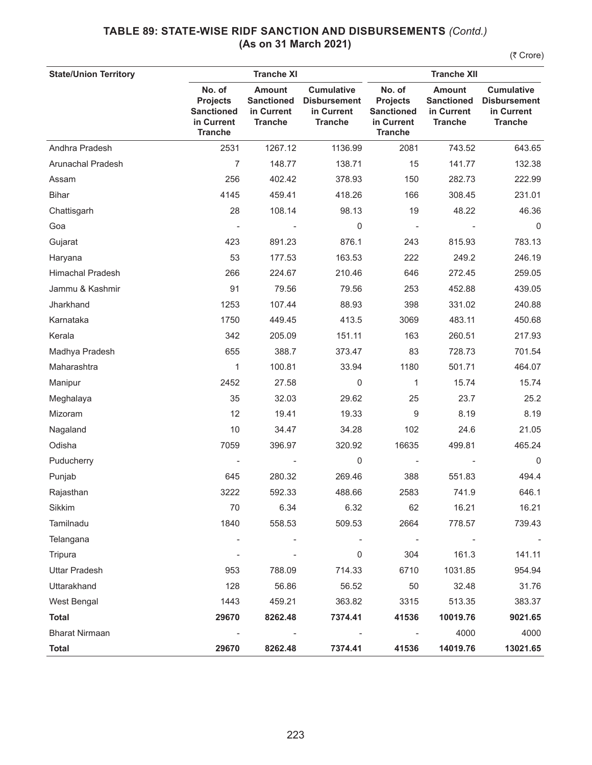## TABLE 89: STATE-WISE RIDF SANCTION AND DISBURSEMENTS *(Contd.)*
## (As on 31 March 2021)

(₹ Crore)

| State/Union Territory | Tranche XI | | | Tranche XII | | |
|---|---|---|---|---|---|---|
| | No. of Projects Sanctioned in Current Tranche | Amount Sanctioned in Current Tranche | Cumulative Disbursement in Current Tranche | No. of Projects Sanctioned in Current Tranche | Amount Sanctioned in Current Tranche | Cumulative Disbursement in Current Tranche |
| Andhra Pradesh | 2531 | 1267.12 | 1136.99 | 2081 | 743.52 | 643.65 |
| Arunachal Pradesh | 7 | 148.77 | 138.71 | 15 | 141.77 | 132.38 |
| Assam | 256 | 402.42 | 378.93 | 150 | 282.73 | 222.99 |
| Bihar | 4145 | 459.41 | 418.26 | 166 | 308.45 | 231.01 |
| Chattisgarh | 28 | 108.14 | 98.13 | 19 | 48.22 | 46.36 |
| Goa | - | - | 0 | - | - | 0 |
| Gujarat | 423 | 891.23 | 876.1 | 243 | 815.93 | 783.13 |
| Haryana | 53 | 177.53 | 163.53 | 222 | 249.2 | 246.19 |
| Himachal Pradesh | 266 | 224.67 | 210.46 | 646 | 272.45 | 259.05 |
| Jammu & Kashmir | 91 | 79.56 | 79.56 | 253 | 452.88 | 439.05 |
| Jharkhand | 1253 | 107.44 | 88.93 | 398 | 331.02 | 240.88 |
| Karnataka | 1750 | 449.45 | 413.5 | 3069 | 483.11 | 450.68 |
| Kerala | 342 | 205.09 | 151.11 | 163 | 260.51 | 217.93 |
| Madhya Pradesh | 655 | 388.7 | 373.47 | 83 | 728.73 | 701.54 |
| Maharashtra | 1 | 100.81 | 33.94 | 1180 | 501.71 | 464.07 |
| Manipur | 2452 | 27.58 | 0 | 1 | 15.74 | 15.74 |
| Meghalaya | 35 | 32.03 | 29.62 | 25 | 23.7 | 25.2 |
| Mizoram | 12 | 19.41 | 19.33 | 9 | 8.19 | 8.19 |
| Nagaland | 10 | 34.47 | 34.28 | 102 | 24.6 | 21.05 |
| Odisha | 7059 | 396.97 | 320.92 | 16635 | 499.81 | 465.24 |
| Puducherry | - | - | 0 | - | - | 0 |
| Punjab | 645 | 280.32 | 269.46 | 388 | 551.83 | 494.4 |
| Rajasthan | 3222 | 592.33 | 488.66 | 2583 | 741.9 | 646.1 |
| Sikkim | 70 | 6.34 | 6.32 | 62 | 16.21 | 16.21 |
| Tamilnadu | 1840 | 558.53 | 509.53 | 2664 | 778.57 | 739.43 |
| Telangana | - | - | - | - | - | - |
| Tripura | - | - | 0 | 304 | 161.3 | 141.11 |
| Uttar Pradesh | 953 | 788.09 | 714.33 | 6710 | 1031.85 | 954.94 |
| Uttarakhand | 128 | 56.86 | 56.52 | 50 | 32.48 | 31.76 |
| West Bengal | 1443 | 459.21 | 363.82 | 3315 | 513.35 | 383.37 |
| **Total** | **29670** | **8262.48** | **7374.41** | **41536** | **10019.76** | **9021.65** |
| Bharat Nirmaan | - | - | - | - | 4000 | 4000 |
| **Total** | **29670** | **8262.48** | **7374.41** | **41536** | **14019.76** | **13021.65** |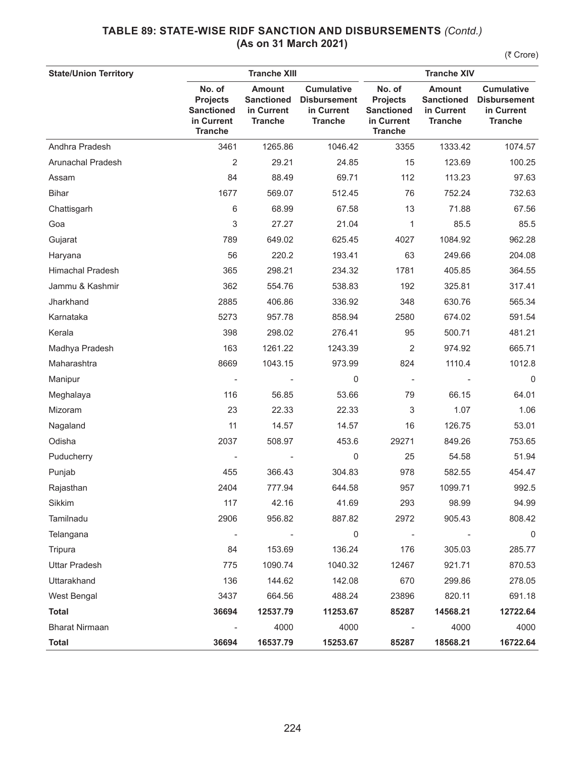## TABLE 89: STATE-WISE RIDF SANCTION AND DISBURSEMENTS *(Contd.)*
### (As on 31 March 2021)

(₹ Crore)

| State/Union Territory | Tranche XIII | | | Tranche XIV | | |
|---|---|---|---|---|---|---|
| | No. of Projects Sanctioned in Current Tranche | Amount Sanctioned in Current Tranche | Cumulative Disbursement in Current Tranche | No. of Projects Sanctioned in Current Tranche | Amount Sanctioned in Current Tranche | Cumulative Disbursement in Current Tranche |
| Andhra Pradesh | 3461 | 1265.86 | 1046.42 | 3355 | 1333.42 | 1074.57 |
| Arunachal Pradesh | 2 | 29.21 | 24.85 | 15 | 123.69 | 100.25 |
| Assam | 84 | 88.49 | 69.71 | 112 | 113.23 | 97.63 |
| Bihar | 1677 | 569.07 | 512.45 | 76 | 752.24 | 732.63 |
| Chattisgarh | 6 | 68.99 | 67.58 | 13 | 71.88 | 67.56 |
| Goa | 3 | 27.27 | 21.04 | 1 | 85.5 | 85.5 |
| Gujarat | 789 | 649.02 | 625.45 | 4027 | 1084.92 | 962.28 |
| Haryana | 56 | 220.2 | 193.41 | 63 | 249.66 | 204.08 |
| Himachal Pradesh | 365 | 298.21 | 234.32 | 1781 | 405.85 | 364.55 |
| Jammu & Kashmir | 362 | 554.76 | 538.83 | 192 | 325.81 | 317.41 |
| Jharkhand | 2885 | 406.86 | 336.92 | 348 | 630.76 | 565.34 |
| Karnataka | 5273 | 957.78 | 858.94 | 2580 | 674.02 | 591.54 |
| Kerala | 398 | 298.02 | 276.41 | 95 | 500.71 | 481.21 |
| Madhya Pradesh | 163 | 1261.22 | 1243.39 | 2 | 974.92 | 665.71 |
| Maharashtra | 8669 | 1043.15 | 973.99 | 824 | 1110.4 | 1012.8 |
| Manipur | - | - | 0 | - | - | 0 |
| Meghalaya | 116 | 56.85 | 53.66 | 79 | 66.15 | 64.01 |
| Mizoram | 23 | 22.33 | 22.33 | 3 | 1.07 | 1.06 |
| Nagaland | 11 | 14.57 | 14.57 | 16 | 126.75 | 53.01 |
| Odisha | 2037 | 508.97 | 453.6 | 29271 | 849.26 | 753.65 |
| Puducherry | - | - | 0 | 25 | 54.58 | 51.94 |
| Punjab | 455 | 366.43 | 304.83 | 978 | 582.55 | 454.47 |
| Rajasthan | 2404 | 777.94 | 644.58 | 957 | 1099.71 | 992.5 |
| Sikkim | 117 | 42.16 | 41.69 | 293 | 98.99 | 94.99 |
| Tamilnadu | 2906 | 956.82 | 887.82 | 2972 | 905.43 | 808.42 |
| Telangana | - | - | 0 | - | - | 0 |
| Tripura | 84 | 153.69 | 136.24 | 176 | 305.03 | 285.77 |
| Uttar Pradesh | 775 | 1090.74 | 1040.32 | 12467 | 921.71 | 870.53 |
| Uttarakhand | 136 | 144.62 | 142.08 | 670 | 299.86 | 278.05 |
| West Bengal | 3437 | 664.56 | 488.24 | 23896 | 820.11 | 691.18 |
| **Total** | **36694** | **12537.79** | **11253.67** | **85287** | **14568.21** | **12722.64** |
| Bharat Nirmaan | - | 4000 | 4000 | - | 4000 | 4000 |
| **Total** | **36694** | **16537.79** | **15253.67** | **85287** | **18568.21** | **16722.64** |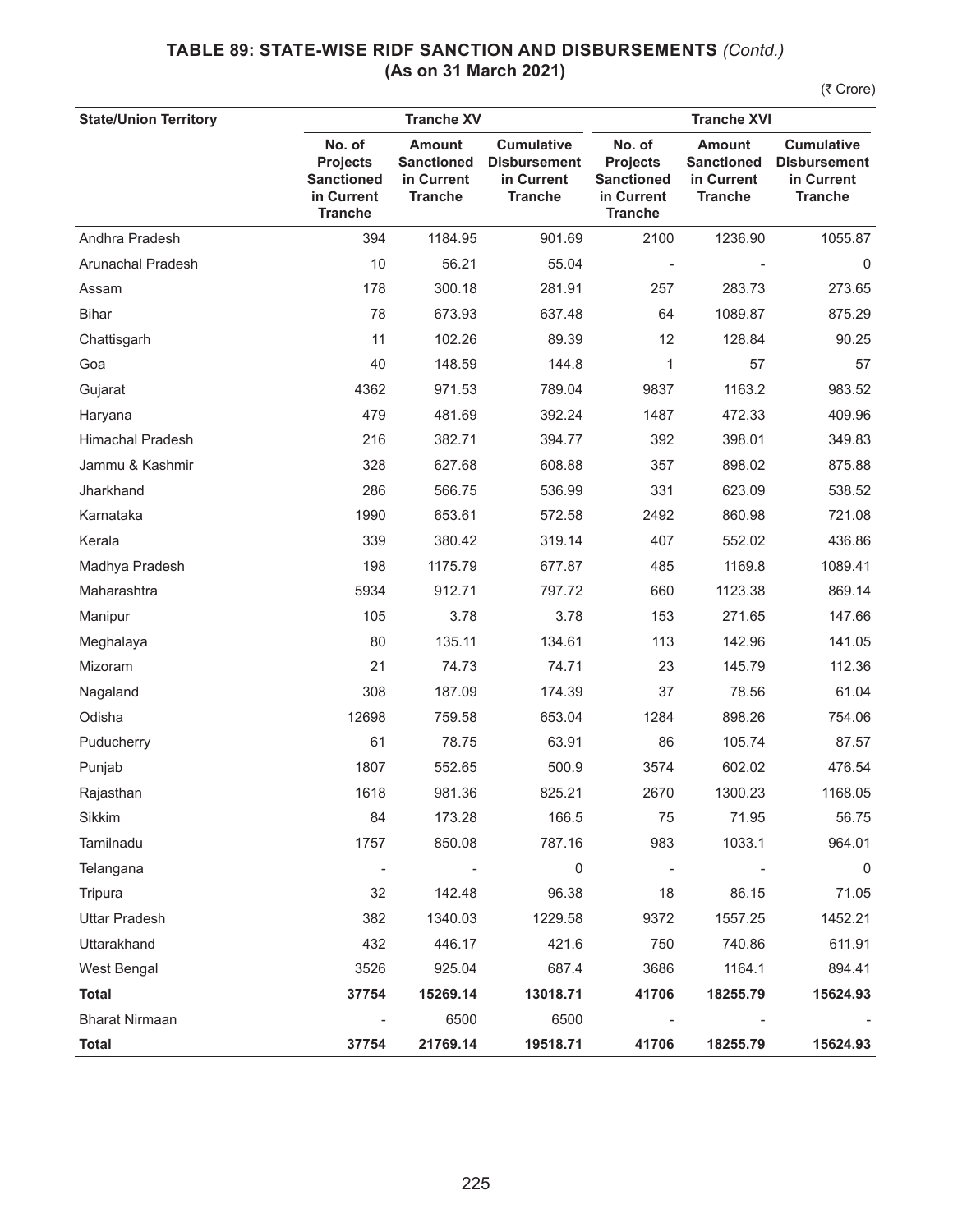## TABLE 89: STATE-WISE RIDF SANCTION AND DISBURSEMENTS *(Contd.)* (As on 31 March 2021)

(₹ Crore)

| State/Union Territory | Tranche XV | | | Tranche XVI | | |
|---|---|---|---|---|---|---|
| | No. of Projects Sanctioned in Current Tranche | Amount Sanctioned in Current Tranche | Cumulative Disbursement in Current Tranche | No. of Projects Sanctioned in Current Tranche | Amount Sanctioned in Current Tranche | Cumulative Disbursement in Current Tranche |
| Andhra Pradesh | 394 | 1184.95 | 901.69 | 2100 | 1236.90 | 1055.87 |
| Arunachal Pradesh | 10 | 56.21 | 55.04 | - | - | 0 |
| Assam | 178 | 300.18 | 281.91 | 257 | 283.73 | 273.65 |
| Bihar | 78 | 673.93 | 637.48 | 64 | 1089.87 | 875.29 |
| Chattisgarh | 11 | 102.26 | 89.39 | 12 | 128.84 | 90.25 |
| Goa | 40 | 148.59 | 144.8 | 1 | 57 | 57 |
| Gujarat | 4362 | 971.53 | 789.04 | 9837 | 1163.2 | 983.52 |
| Haryana | 479 | 481.69 | 392.24 | 1487 | 472.33 | 409.96 |
| Himachal Pradesh | 216 | 382.71 | 394.77 | 392 | 398.01 | 349.83 |
| Jammu & Kashmir | 328 | 627.68 | 608.88 | 357 | 898.02 | 875.88 |
| Jharkhand | 286 | 566.75 | 536.99 | 331 | 623.09 | 538.52 |
| Karnataka | 1990 | 653.61 | 572.58 | 2492 | 860.98 | 721.08 |
| Kerala | 339 | 380.42 | 319.14 | 407 | 552.02 | 436.86 |
| Madhya Pradesh | 198 | 1175.79 | 677.87 | 485 | 1169.8 | 1089.41 |
| Maharashtra | 5934 | 912.71 | 797.72 | 660 | 1123.38 | 869.14 |
| Manipur | 105 | 3.78 | 3.78 | 153 | 271.65 | 147.66 |
| Meghalaya | 80 | 135.11 | 134.61 | 113 | 142.96 | 141.05 |
| Mizoram | 21 | 74.73 | 74.71 | 23 | 145.79 | 112.36 |
| Nagaland | 308 | 187.09 | 174.39 | 37 | 78.56 | 61.04 |
| Odisha | 12698 | 759.58 | 653.04 | 1284 | 898.26 | 754.06 |
| Puducherry | 61 | 78.75 | 63.91 | 86 | 105.74 | 87.57 |
| Punjab | 1807 | 552.65 | 500.9 | 3574 | 602.02 | 476.54 |
| Rajasthan | 1618 | 981.36 | 825.21 | 2670 | 1300.23 | 1168.05 |
| Sikkim | 84 | 173.28 | 166.5 | 75 | 71.95 | 56.75 |
| Tamilnadu | 1757 | 850.08 | 787.16 | 983 | 1033.1 | 964.01 |
| Telangana | - | - | 0 | - | - | 0 |
| Tripura | 32 | 142.48 | 96.38 | 18 | 86.15 | 71.05 |
| Uttar Pradesh | 382 | 1340.03 | 1229.58 | 9372 | 1557.25 | 1452.21 |
| Uttarakhand | 432 | 446.17 | 421.6 | 750 | 740.86 | 611.91 |
| West Bengal | 3526 | 925.04 | 687.4 | 3686 | 1164.1 | 894.41 |
| **Total** | **37754** | **15269.14** | **13018.71** | **41706** | **18255.79** | **15624.93** |
| Bharat Nirmaan | - | 6500 | 6500 | - | - | - |
| **Total** | **37754** | **21769.14** | **19518.71** | **41706** | **18255.79** | **15624.93** |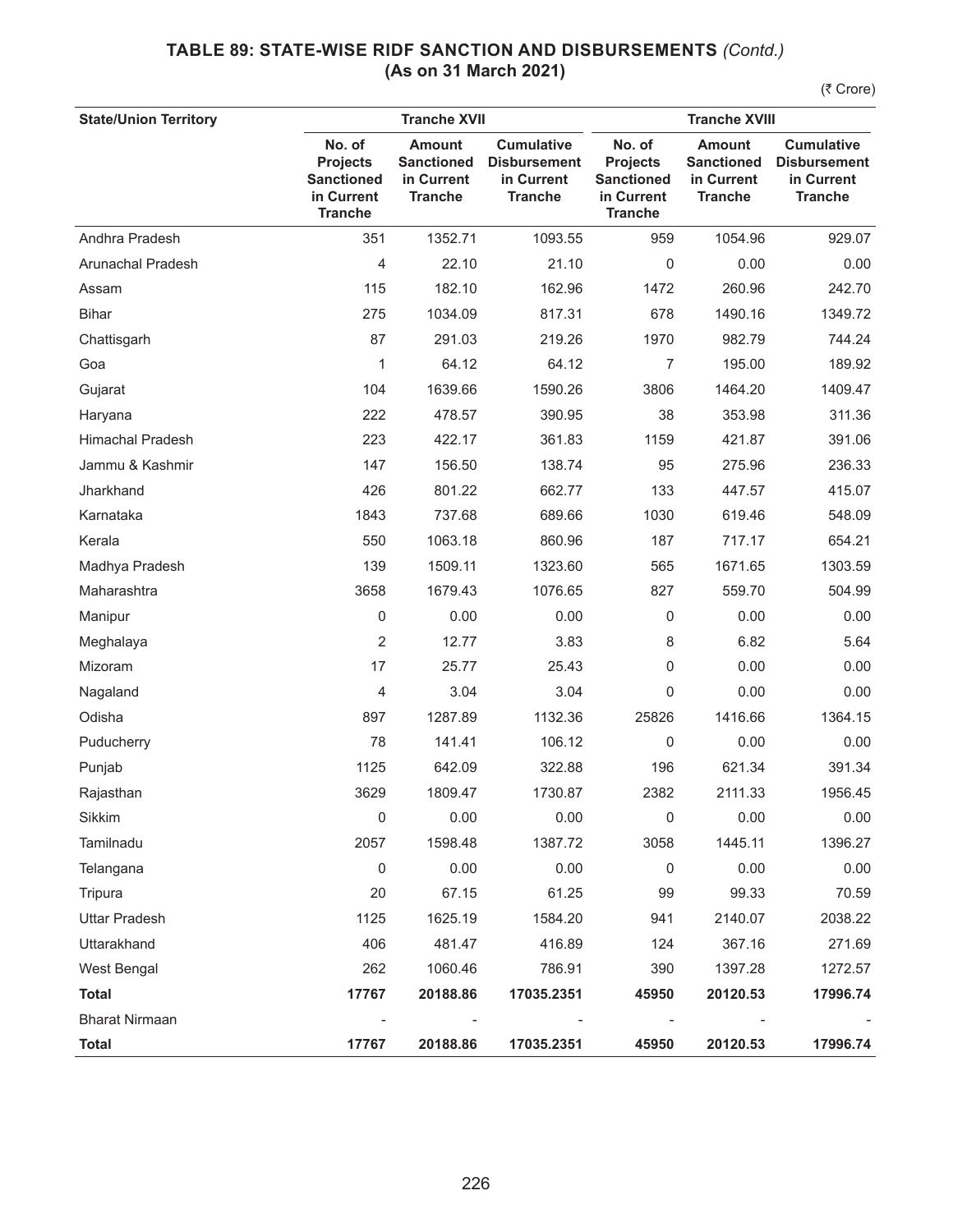## TABLE 89: STATE-WISE RIDF SANCTION AND DISBURSEMENTS *(Contd.)* (As on 31 March 2021)

(₹ Crore)

| State/Union Territory | Tranche XVII | | | Tranche XVIII | | |
|---|---|---|---|---|---|---|
| | No. of Projects Sanctioned in Current Tranche | Amount Sanctioned in Current Tranche | Cumulative Disbursement in Current Tranche | No. of Projects Sanctioned in Current Tranche | Amount Sanctioned in Current Tranche | Cumulative Disbursement in Current Tranche |
| Andhra Pradesh | 351 | 1352.71 | 1093.55 | 959 | 1054.96 | 929.07 |
| Arunachal Pradesh | 4 | 22.10 | 21.10 | 0 | 0.00 | 0.00 |
| Assam | 115 | 182.10 | 162.96 | 1472 | 260.96 | 242.70 |
| Bihar | 275 | 1034.09 | 817.31 | 678 | 1490.16 | 1349.72 |
| Chattisgarh | 87 | 291.03 | 219.26 | 1970 | 982.79 | 744.24 |
| Goa | 1 | 64.12 | 64.12 | 7 | 195.00 | 189.92 |
| Gujarat | 104 | 1639.66 | 1590.26 | 3806 | 1464.20 | 1409.47 |
| Haryana | 222 | 478.57 | 390.95 | 38 | 353.98 | 311.36 |
| Himachal Pradesh | 223 | 422.17 | 361.83 | 1159 | 421.87 | 391.06 |
| Jammu & Kashmir | 147 | 156.50 | 138.74 | 95 | 275.96 | 236.33 |
| Jharkhand | 426 | 801.22 | 662.77 | 133 | 447.57 | 415.07 |
| Karnataka | 1843 | 737.68 | 689.66 | 1030 | 619.46 | 548.09 |
| Kerala | 550 | 1063.18 | 860.96 | 187 | 717.17 | 654.21 |
| Madhya Pradesh | 139 | 1509.11 | 1323.60 | 565 | 1671.65 | 1303.59 |
| Maharashtra | 3658 | 1679.43 | 1076.65 | 827 | 559.70 | 504.99 |
| Manipur | 0 | 0.00 | 0.00 | 0 | 0.00 | 0.00 |
| Meghalaya | 2 | 12.77 | 3.83 | 8 | 6.82 | 5.64 |
| Mizoram | 17 | 25.77 | 25.43 | 0 | 0.00 | 0.00 |
| Nagaland | 4 | 3.04 | 3.04 | 0 | 0.00 | 0.00 |
| Odisha | 897 | 1287.89 | 1132.36 | 25826 | 1416.66 | 1364.15 |
| Puducherry | 78 | 141.41 | 106.12 | 0 | 0.00 | 0.00 |
| Punjab | 1125 | 642.09 | 322.88 | 196 | 621.34 | 391.34 |
| Rajasthan | 3629 | 1809.47 | 1730.87 | 2382 | 2111.33 | 1956.45 |
| Sikkim | 0 | 0.00 | 0.00 | 0 | 0.00 | 0.00 |
| Tamilnadu | 2057 | 1598.48 | 1387.72 | 3058 | 1445.11 | 1396.27 |
| Telangana | 0 | 0.00 | 0.00 | 0 | 0.00 | 0.00 |
| Tripura | 20 | 67.15 | 61.25 | 99 | 99.33 | 70.59 |
| Uttar Pradesh | 1125 | 1625.19 | 1584.20 | 941 | 2140.07 | 2038.22 |
| Uttarakhand | 406 | 481.47 | 416.89 | 124 | 367.16 | 271.69 |
| West Bengal | 262 | 1060.46 | 786.91 | 390 | 1397.28 | 1272.57 |
| **Total** | **17767** | **20188.86** | **17035.2351** | **45950** | **20120.53** | **17996.74** |
| Bharat Nirmaan | - | - | - | - | - | - |
| **Total** | **17767** | **20188.86** | **17035.2351** | **45950** | **20120.53** | **17996.74** |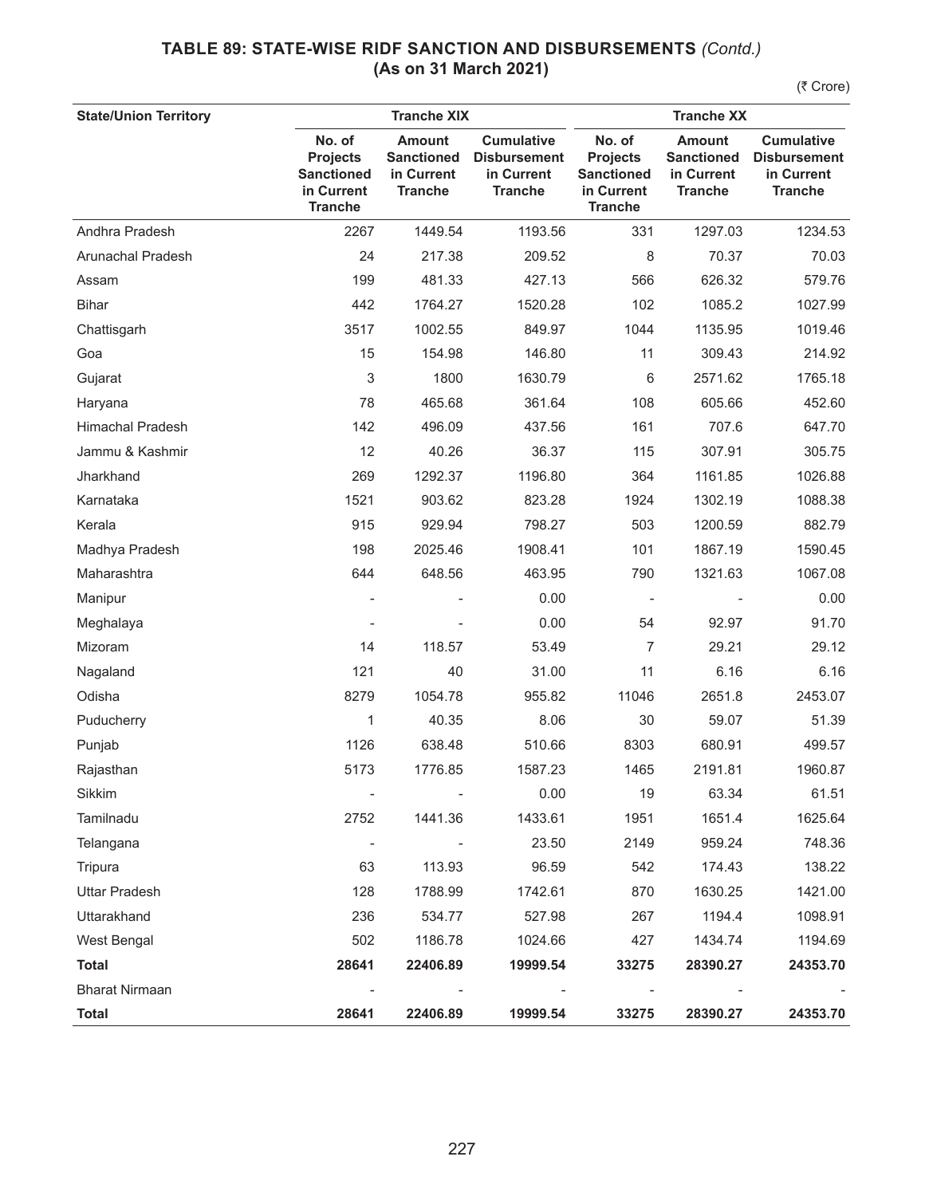## TABLE 89: STATE-WISE RIDF SANCTION AND DISBURSEMENTS *(Contd.)*
### (As on 31 March 2021)

(₹ Crore)

| State/Union Territory | Tranche XIX | | | Tranche XX | | |
|---|---|---|---|---|---|---|
| | No. of Projects Sanctioned in Current Tranche | Amount Sanctioned in Current Tranche | Cumulative Disbursement in Current Tranche | No. of Projects Sanctioned in Current Tranche | Amount Sanctioned in Current Tranche | Cumulative Disbursement in Current Tranche |
| Andhra Pradesh | 2267 | 1449.54 | 1193.56 | 331 | 1297.03 | 1234.53 |
| Arunachal Pradesh | 24 | 217.38 | 209.52 | 8 | 70.37 | 70.03 |
| Assam | 199 | 481.33 | 427.13 | 566 | 626.32 | 579.76 |
| Bihar | 442 | 1764.27 | 1520.28 | 102 | 1085.2 | 1027.99 |
| Chattisgarh | 3517 | 1002.55 | 849.97 | 1044 | 1135.95 | 1019.46 |
| Goa | 15 | 154.98 | 146.80 | 11 | 309.43 | 214.92 |
| Gujarat | 3 | 1800 | 1630.79 | 6 | 2571.62 | 1765.18 |
| Haryana | 78 | 465.68 | 361.64 | 108 | 605.66 | 452.60 |
| Himachal Pradesh | 142 | 496.09 | 437.56 | 161 | 707.6 | 647.70 |
| Jammu & Kashmir | 12 | 40.26 | 36.37 | 115 | 307.91 | 305.75 |
| Jharkhand | 269 | 1292.37 | 1196.80 | 364 | 1161.85 | 1026.88 |
| Karnataka | 1521 | 903.62 | 823.28 | 1924 | 1302.19 | 1088.38 |
| Kerala | 915 | 929.94 | 798.27 | 503 | 1200.59 | 882.79 |
| Madhya Pradesh | 198 | 2025.46 | 1908.41 | 101 | 1867.19 | 1590.45 |
| Maharashtra | 644 | 648.56 | 463.95 | 790 | 1321.63 | 1067.08 |
| Manipur | - | - | 0.00 | - | - | 0.00 |
| Meghalaya | - | - | 0.00 | 54 | 92.97 | 91.70 |
| Mizoram | 14 | 118.57 | 53.49 | 7 | 29.21 | 29.12 |
| Nagaland | 121 | 40 | 31.00 | 11 | 6.16 | 6.16 |
| Odisha | 8279 | 1054.78 | 955.82 | 11046 | 2651.8 | 2453.07 |
| Puducherry | 1 | 40.35 | 8.06 | 30 | 59.07 | 51.39 |
| Punjab | 1126 | 638.48 | 510.66 | 8303 | 680.91 | 499.57 |
| Rajasthan | 5173 | 1776.85 | 1587.23 | 1465 | 2191.81 | 1960.87 |
| Sikkim | - | - | 0.00 | 19 | 63.34 | 61.51 |
| Tamilnadu | 2752 | 1441.36 | 1433.61 | 1951 | 1651.4 | 1625.64 |
| Telangana | - | - | 23.50 | 2149 | 959.24 | 748.36 |
| Tripura | 63 | 113.93 | 96.59 | 542 | 174.43 | 138.22 |
| Uttar Pradesh | 128 | 1788.99 | 1742.61 | 870 | 1630.25 | 1421.00 |
| Uttarakhand | 236 | 534.77 | 527.98 | 267 | 1194.4 | 1098.91 |
| West Bengal | 502 | 1186.78 | 1024.66 | 427 | 1434.74 | 1194.69 |
| **Total** | **28641** | **22406.89** | **19999.54** | **33275** | **28390.27** | **24353.70** |
| Bharat Nirmaan | - | - | - | - | - | - |
| **Total** | **28641** | **22406.89** | **19999.54** | **33275** | **28390.27** | **24353.70** |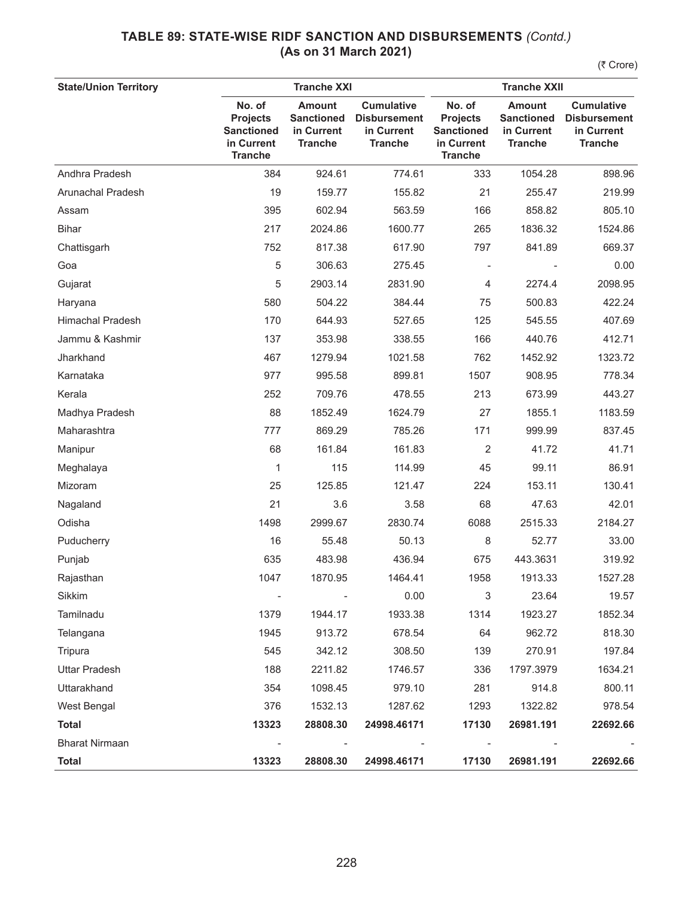## TABLE 89: STATE-WISE RIDF SANCTION AND DISBURSEMENTS *(Contd.)* (As on 31 March 2021)

(₹ Crore)

| State/Union Territory | Tranche XXI | | | Tranche XXII | | |
|---|---|---|---|---|---|---|
| | No. of Projects Sanctioned in Current Tranche | Amount Sanctioned in Current Tranche | Cumulative Disbursement in Current Tranche | No. of Projects Sanctioned in Current Tranche | Amount Sanctioned in Current Tranche | Cumulative Disbursement in Current Tranche |
| Andhra Pradesh | 384 | 924.61 | 774.61 | 333 | 1054.28 | 898.96 |
| Arunachal Pradesh | 19 | 159.77 | 155.82 | 21 | 255.47 | 219.99 |
| Assam | 395 | 602.94 | 563.59 | 166 | 858.82 | 805.10 |
| Bihar | 217 | 2024.86 | 1600.77 | 265 | 1836.32 | 1524.86 |
| Chattisgarh | 752 | 817.38 | 617.90 | 797 | 841.89 | 669.37 |
| Goa | 5 | 306.63 | 275.45 | - | - | 0.00 |
| Gujarat | 5 | 2903.14 | 2831.90 | 4 | 2274.4 | 2098.95 |
| Haryana | 580 | 504.22 | 384.44 | 75 | 500.83 | 422.24 |
| Himachal Pradesh | 170 | 644.93 | 527.65 | 125 | 545.55 | 407.69 |
| Jammu & Kashmir | 137 | 353.98 | 338.55 | 166 | 440.76 | 412.71 |
| Jharkhand | 467 | 1279.94 | 1021.58 | 762 | 1452.92 | 1323.72 |
| Karnataka | 977 | 995.58 | 899.81 | 1507 | 908.95 | 778.34 |
| Kerala | 252 | 709.76 | 478.55 | 213 | 673.99 | 443.27 |
| Madhya Pradesh | 88 | 1852.49 | 1624.79 | 27 | 1855.1 | 1183.59 |
| Maharashtra | 777 | 869.29 | 785.26 | 171 | 999.99 | 837.45 |
| Manipur | 68 | 161.84 | 161.83 | 2 | 41.72 | 41.71 |
| Meghalaya | 1 | 115 | 114.99 | 45 | 99.11 | 86.91 |
| Mizoram | 25 | 125.85 | 121.47 | 224 | 153.11 | 130.41 |
| Nagaland | 21 | 3.6 | 3.58 | 68 | 47.63 | 42.01 |
| Odisha | 1498 | 2999.67 | 2830.74 | 6088 | 2515.33 | 2184.27 |
| Puducherry | 16 | 55.48 | 50.13 | 8 | 52.77 | 33.00 |
| Punjab | 635 | 483.98 | 436.94 | 675 | 443.3631 | 319.92 |
| Rajasthan | 1047 | 1870.95 | 1464.41 | 1958 | 1913.33 | 1527.28 |
| Sikkim | - | - | 0.00 | 3 | 23.64 | 19.57 |
| Tamilnadu | 1379 | 1944.17 | 1933.38 | 1314 | 1923.27 | 1852.34 |
| Telangana | 1945 | 913.72 | 678.54 | 64 | 962.72 | 818.30 |
| Tripura | 545 | 342.12 | 308.50 | 139 | 270.91 | 197.84 |
| Uttar Pradesh | 188 | 2211.82 | 1746.57 | 336 | 1797.3979 | 1634.21 |
| Uttarakhand | 354 | 1098.45 | 979.10 | 281 | 914.8 | 800.11 |
| West Bengal | 376 | 1532.13 | 1287.62 | 1293 | 1322.82 | 978.54 |
| **Total** | **13323** | **28808.30** | **24998.46171** | **17130** | **26981.191** | **22692.66** |
| Bharat Nirmaan | - | - | - | - | - | - |
| **Total** | **13323** | **28808.30** | **24998.46171** | **17130** | **26981.191** | **22692.66** |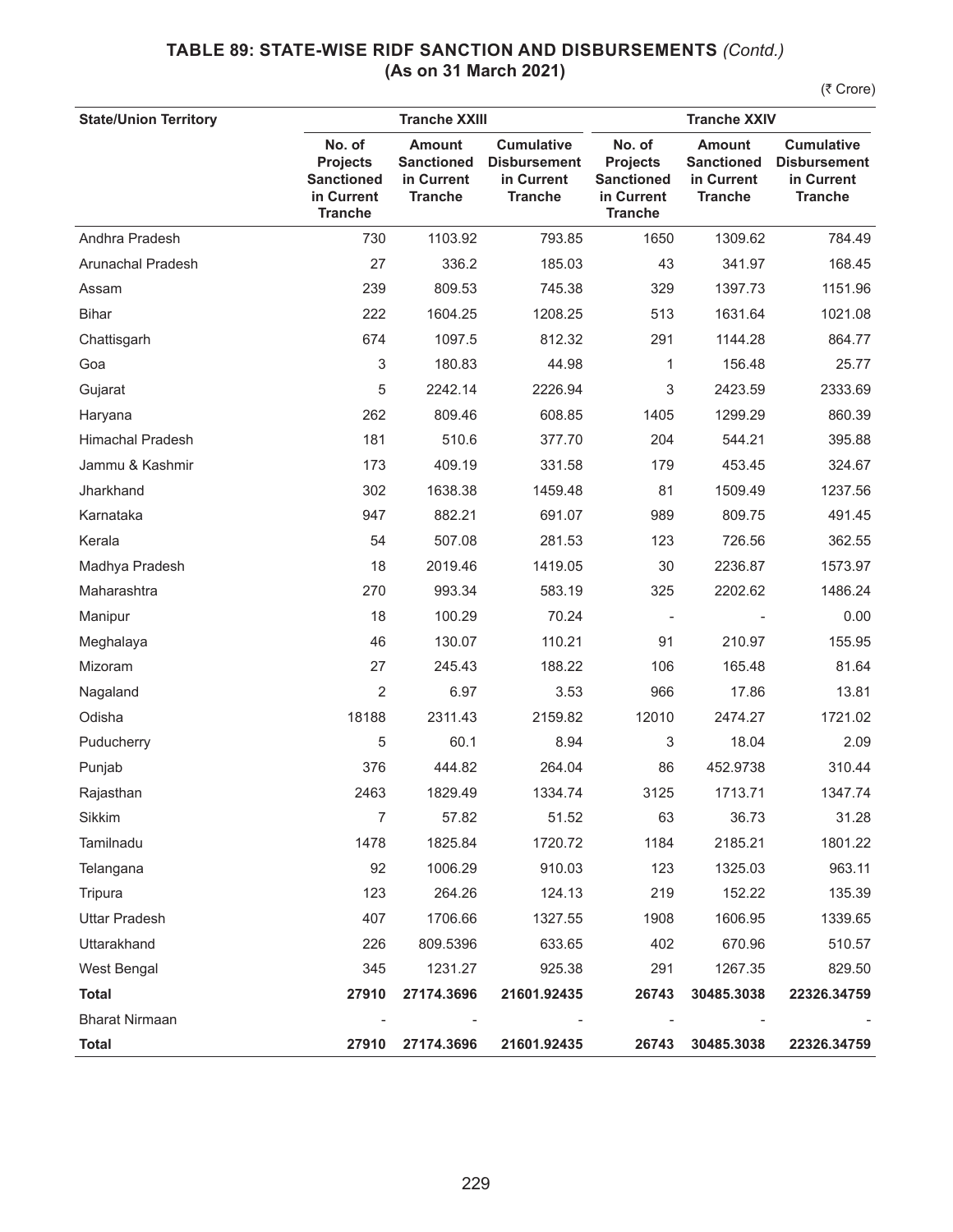## TABLE 89: STATE-WISE RIDF SANCTION AND DISBURSEMENTS *(Contd.)* (As on 31 March 2021)

(₹ Crore)

| State/Union Territory | Tranche XXIII | | | Tranche XXIV | | |
|---|---|---|---|---|---|---|
| | No. of Projects Sanctioned in Current Tranche | Amount Sanctioned in Current Tranche | Cumulative Disbursement in Current Tranche | No. of Projects Sanctioned in Current Tranche | Amount Sanctioned in Current Tranche | Cumulative Disbursement in Current Tranche |
| Andhra Pradesh | 730 | 1103.92 | 793.85 | 1650 | 1309.62 | 784.49 |
| Arunachal Pradesh | 27 | 336.2 | 185.03 | 43 | 341.97 | 168.45 |
| Assam | 239 | 809.53 | 745.38 | 329 | 1397.73 | 1151.96 |
| Bihar | 222 | 1604.25 | 1208.25 | 513 | 1631.64 | 1021.08 |
| Chattisgarh | 674 | 1097.5 | 812.32 | 291 | 1144.28 | 864.77 |
| Goa | 3 | 180.83 | 44.98 | 1 | 156.48 | 25.77 |
| Gujarat | 5 | 2242.14 | 2226.94 | 3 | 2423.59 | 2333.69 |
| Haryana | 262 | 809.46 | 608.85 | 1405 | 1299.29 | 860.39 |
| Himachal Pradesh | 181 | 510.6 | 377.70 | 204 | 544.21 | 395.88 |
| Jammu & Kashmir | 173 | 409.19 | 331.58 | 179 | 453.45 | 324.67 |
| Jharkhand | 302 | 1638.38 | 1459.48 | 81 | 1509.49 | 1237.56 |
| Karnataka | 947 | 882.21 | 691.07 | 989 | 809.75 | 491.45 |
| Kerala | 54 | 507.08 | 281.53 | 123 | 726.56 | 362.55 |
| Madhya Pradesh | 18 | 2019.46 | 1419.05 | 30 | 2236.87 | 1573.97 |
| Maharashtra | 270 | 993.34 | 583.19 | 325 | 2202.62 | 1486.24 |
| Manipur | 18 | 100.29 | 70.24 | - | - | 0.00 |
| Meghalaya | 46 | 130.07 | 110.21 | 91 | 210.97 | 155.95 |
| Mizoram | 27 | 245.43 | 188.22 | 106 | 165.48 | 81.64 |
| Nagaland | 2 | 6.97 | 3.53 | 966 | 17.86 | 13.81 |
| Odisha | 18188 | 2311.43 | 2159.82 | 12010 | 2474.27 | 1721.02 |
| Puducherry | 5 | 60.1 | 8.94 | 3 | 18.04 | 2.09 |
| Punjab | 376 | 444.82 | 264.04 | 86 | 452.9738 | 310.44 |
| Rajasthan | 2463 | 1829.49 | 1334.74 | 3125 | 1713.71 | 1347.74 |
| Sikkim | 7 | 57.82 | 51.52 | 63 | 36.73 | 31.28 |
| Tamilnadu | 1478 | 1825.84 | 1720.72 | 1184 | 2185.21 | 1801.22 |
| Telangana | 92 | 1006.29 | 910.03 | 123 | 1325.03 | 963.11 |
| Tripura | 123 | 264.26 | 124.13 | 219 | 152.22 | 135.39 |
| Uttar Pradesh | 407 | 1706.66 | 1327.55 | 1908 | 1606.95 | 1339.65 |
| Uttarakhand | 226 | 809.5396 | 633.65 | 402 | 670.96 | 510.57 |
| West Bengal | 345 | 1231.27 | 925.38 | 291 | 1267.35 | 829.50 |
| **Total** | **27910** | **27174.3696** | **21601.92435** | **26743** | **30485.3038** | **22326.34759** |
| Bharat Nirmaan | - | - | - | - | - | - |
| **Total** | **27910** | **27174.3696** | **21601.92435** | **26743** | **30485.3038** | **22326.34759** |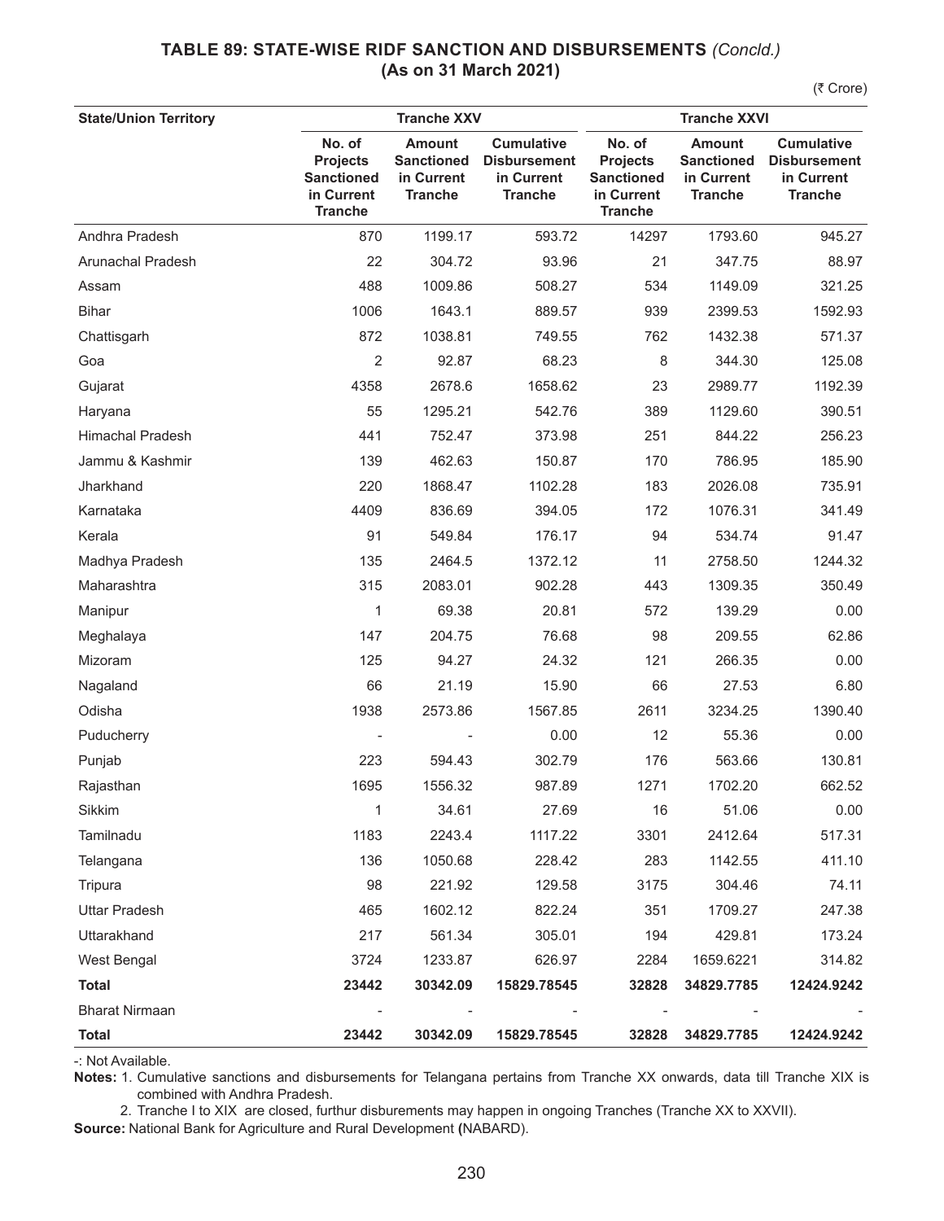## TABLE 89: STATE-WISE RIDF SANCTION AND DISBURSEMENTS *(Concld.)*
## (As on 31 March 2021)

(₹ Crore)

| State/Union Territory | Tranche XXV | | | Tranche XXVI | | |
|---|---|---|---|---|---|---|
| | No. of Projects Sanctioned in Current Tranche | Amount Sanctioned in Current Tranche | Cumulative Disbursement in Current Tranche | No. of Projects Sanctioned in Current Tranche | Amount Sanctioned in Current Tranche | Cumulative Disbursement in Current Tranche |
| Andhra Pradesh | 870 | 1199.17 | 593.72 | 14297 | 1793.60 | 945.27 |
| Arunachal Pradesh | 22 | 304.72 | 93.96 | 21 | 347.75 | 88.97 |
| Assam | 488 | 1009.86 | 508.27 | 534 | 1149.09 | 321.25 |
| Bihar | 1006 | 1643.1 | 889.57 | 939 | 2399.53 | 1592.93 |
| Chattisgarh | 872 | 1038.81 | 749.55 | 762 | 1432.38 | 571.37 |
| Goa | 2 | 92.87 | 68.23 | 8 | 344.30 | 125.08 |
| Gujarat | 4358 | 2678.6 | 1658.62 | 23 | 2989.77 | 1192.39 |
| Haryana | 55 | 1295.21 | 542.76 | 389 | 1129.60 | 390.51 |
| Himachal Pradesh | 441 | 752.47 | 373.98 | 251 | 844.22 | 256.23 |
| Jammu & Kashmir | 139 | 462.63 | 150.87 | 170 | 786.95 | 185.90 |
| Jharkhand | 220 | 1868.47 | 1102.28 | 183 | 2026.08 | 735.91 |
| Karnataka | 4409 | 836.69 | 394.05 | 172 | 1076.31 | 341.49 |
| Kerala | 91 | 549.84 | 176.17 | 94 | 534.74 | 91.47 |
| Madhya Pradesh | 135 | 2464.5 | 1372.12 | 11 | 2758.50 | 1244.32 |
| Maharashtra | 315 | 2083.01 | 902.28 | 443 | 1309.35 | 350.49 |
| Manipur | 1 | 69.38 | 20.81 | 572 | 139.29 | 0.00 |
| Meghalaya | 147 | 204.75 | 76.68 | 98 | 209.55 | 62.86 |
| Mizoram | 125 | 94.27 | 24.32 | 121 | 266.35 | 0.00 |
| Nagaland | 66 | 21.19 | 15.90 | 66 | 27.53 | 6.80 |
| Odisha | 1938 | 2573.86 | 1567.85 | 2611 | 3234.25 | 1390.40 |
| Puducherry | - | - | 0.00 | 12 | 55.36 | 0.00 |
| Punjab | 223 | 594.43 | 302.79 | 176 | 563.66 | 130.81 |
| Rajasthan | 1695 | 1556.32 | 987.89 | 1271 | 1702.20 | 662.52 |
| Sikkim | 1 | 34.61 | 27.69 | 16 | 51.06 | 0.00 |
| Tamilnadu | 1183 | 2243.4 | 1117.22 | 3301 | 2412.64 | 517.31 |
| Telangana | 136 | 1050.68 | 228.42 | 283 | 1142.55 | 411.10 |
| Tripura | 98 | 221.92 | 129.58 | 3175 | 304.46 | 74.11 |
| Uttar Pradesh | 465 | 1602.12 | 822.24 | 351 | 1709.27 | 247.38 |
| Uttarakhand | 217 | 561.34 | 305.01 | 194 | 429.81 | 173.24 |
| West Bengal | 3724 | 1233.87 | 626.97 | 2284 | 1659.6221 | 314.82 |
| **Total** | **23442** | **30342.09** | **15829.78545** | **32828** | **34829.7785** | **12424.9242** |
| Bharat Nirmaan | - | - | - | - | - | - |
| **Total** | **23442** | **30342.09** | **15829.78545** | **32828** | **34829.7785** | **12424.9242** |

-: Not Available.

**Notes:** 1. Cumulative sanctions and disbursements for Telangana pertains from Tranche XX onwards, data till Tranche XIX is combined with Andhra Pradesh.

2. Tranche I to XIX are closed, furthur disburements may happen in ongoing Tranches (Tranche XX to XXVII).

**Source:** National Bank for Agriculture and Rural Development **(**NABARD).